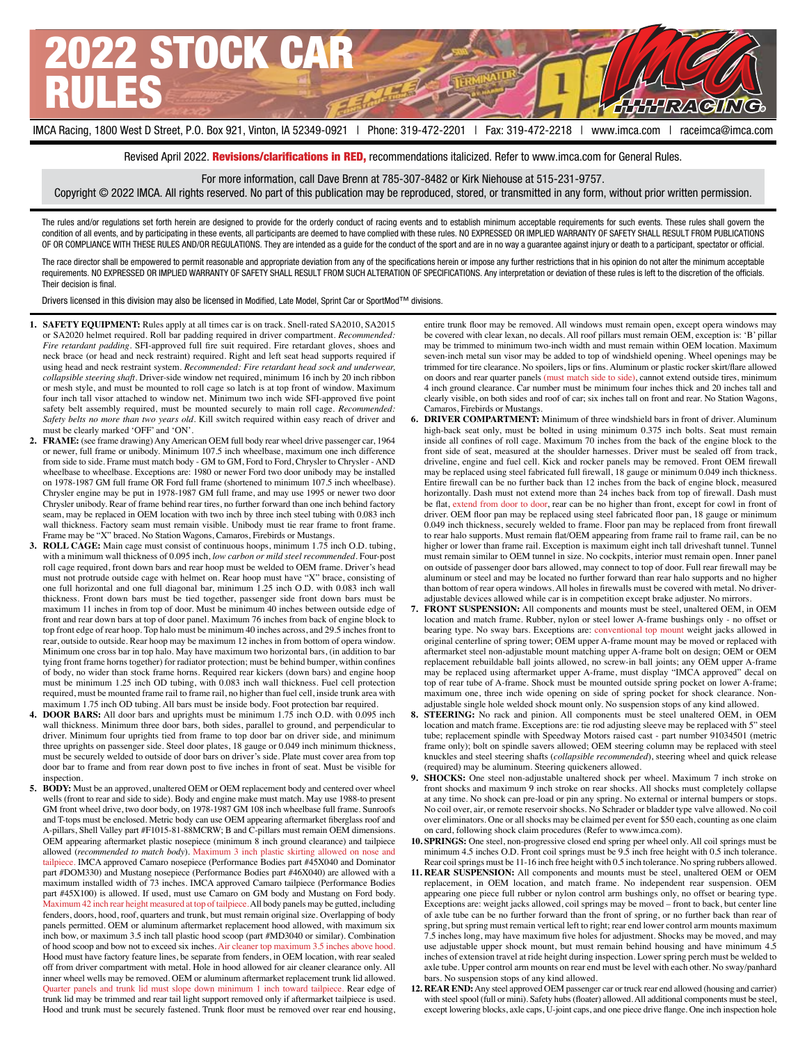# 2022 STOCK CAR RULES

IMCA Racing, 1800 West D Street, P.O. Box 921, Vinton, IA 52349-0921 | Phone: 319-472-2201 | Fax: 319-472-2218 | www.imca.com | raceimca@imca.com

Revised April 2022. **Revisions/clarifications in RED,** recommendations italicized. Refer to www.imca.com for General Rules.

For more information, call Dave Brenn at 785-307-8482 or Kirk Niehouse at 515-231-9757.
Copyright © 2022 IMCA. All rights reserved. No part of this publication may be reproduced, stored, or transmitted in any form, without prior written permission.

The rules and/or regulations set forth herein are designed to provide for the orderly conduct of racing events and to establish minimum acceptable requirements for such events. These rules shall govern the condition of all events, and by participating in these events, all participants are deemed to have complied with these rules. NO EXPRESSED OR IMPLIED WARRANTY OF SAFETY SHALL RESULT FROM PUBLICATIONS OF OR COMPLIANCE WITH THESE RULES AND/OR REGULATIONS. They are intended as a guide for the conduct of the sport and are in no way a guarantee against injury or death to a participant, spectator or official.

The race director shall be empowered to permit reasonable and appropriate deviation from any of the specifications herein or impose any further restrictions that in his opinion do not alter the minimum acceptable requirements. NO EXPRESSED OR IMPLIED WARRANTY OF SAFETY SHALL RESULT FROM SUCH ALTERATION OF SPECIFICATIONS. Any interpretation or deviation of these rules is left to the discretion of the officials. Their decision is final.

Drivers licensed in this division may also be licensed in Modified, Late Model, Sprint Car or SportMod™ divisions.

1. **SAFETY EQUIPMENT:** Rules apply at all times car is on track. Snell-rated SA2010, SA2015 or SA2020 helmet required. Roll bar padding required in driver compartment. *Recommended: Fire retardant padding*. SFI-approved full fire suit required. Fire retardant gloves, shoes and neck brace (or head and neck restraint) required. Right and left seat head supports required if using head and neck restraint system. *Recommended: Fire retardant head sock and underwear, collapsible steering shaft*. Driver-side window net required, minimum 16 inch by 20 inch ribbon or mesh style, and must be mounted to roll cage so latch is at top front of window. Maximum four inch tall visor attached to window net. Minimum two inch wide SFI-approved five point safety belt assembly required, must be mounted securely to main roll cage. *Recommended: Safety belts no more than two years old*. Kill switch required within easy reach of driver and must be clearly marked 'OFF' and 'ON'.

2. **FRAME:** (see frame drawing) Any American OEM full body rear wheel drive passenger car, 1964 or newer, full frame or unibody. Minimum 107.5 inch wheelbase, maximum one inch difference from side to side. Frame must match body - GM to GM, Ford to Ford, Chrysler to Chrysler - AND wheelbase to wheelbase. Exceptions are: 1980 or newer Ford two door unibody may be installed on 1978-1987 GM full frame OR Ford full frame (shortened to minimum 107.5 inch wheelbase). Chrysler engine may be put in 1978-1987 GM full frame, and may use 1995 or newer two door Chrysler unibody. Rear of frame behind rear tires, no further forward than one inch behind factory seam, may be replaced in OEM location with two inch by three inch steel tubing with 0.083 inch wall thickness. Factory seam must remain visible. Unibody must tie rear frame to front frame. Frame may be "X" braced. No Station Wagons, Camaros, Firebirds or Mustangs.

3. **ROLL CAGE:** Main cage must consist of continuous hoops, minimum 1.75 inch O.D. tubing, with a minimum wall thickness of 0.095 inch, *low carbon or mild steel recommended*. Four-post roll cage required, front down bars and rear hoop must be welded to OEM frame. Driver's head must not protrude outside cage with helmet on. Rear hoop must have "X" brace, consisting of one full horizontal and one full diagonal bar, minimum 1.25 inch O.D. with 0.083 inch wall thickness. Front down bars must be tied together, passenger side front down bars must be maximum 11 inches in from top of door. Must be minimum 40 inches between outside edge of front and rear down bars at top of door panel. Maximum 76 inches from back of engine block to top front edge of rear hoop. Top halo must be minimum 40 inches across, and 29.5 inches front to rear, outside to outside. Rear hoop may be maximum 12 inches in from bottom of opera window. Minimum one cross bar in top halo. May have maximum two horizontal bars, (in addition to bar tying front frame horns together) for radiator protection; must be behind bumper, within confines of body, no wider than stock frame horns. Required rear kickers (down bars) and engine hoop must be minimum 1.25 inch OD tubing, with 0.083 inch wall thickness. Fuel cell protection required, must be mounted frame rail to frame rail, no higher than fuel cell, inside trunk area with maximum 1.75 inch OD tubing. All bars must be inside body. Foot protection bar required.

4. **DOOR BARS:** All door bars and uprights must be minimum 1.75 inch O.D. with 0.095 inch wall thickness. Minimum three door bars, both sides, parallel to ground, and perpendicular to driver. Minimum four uprights tied from frame to top door bar on driver side, and minimum three uprights on passenger side. Steel door plates, 18 gauge or 0.049 inch minimum thickness, must be securely welded to outside of door bars on driver's side. Plate must cover area from top door bar to frame and from rear down post to five inches in front of seat. Must be visible for inspection.

5. **BODY:** Must be an approved, unaltered OEM or OEM replacement body and centered over wheel wells (front to rear and side to side). Body and engine make must match. May use 1988-to present GM front wheel drive, two door body, on 1978-1987 GM 108 inch wheelbase full frame. Sunroofs and T-tops must be enclosed. Metric body can use OEM appearing aftermarket fiberglass roof and A-pillars, Shell Valley part #F1015-81-88MCRW; B and C-pillars must remain OEM dimensions. OEM appearing aftermarket plastic nosepiece (minimum 8 inch ground clearance) and tailpiece allowed (*recommended to match body*). Maximum 3 inch plastic skirting allowed on nose and tailpiece. IMCA approved Camaro nosepiece (Performance Bodies part #45X040 and Dominator part #DOM330) and Mustang nosepiece (Performance Bodies part #46X040) are allowed with a maximum installed width of 73 inches. IMCA approved Camaro tailpiece (Performance Bodies part #45X100) is allowed. If used, must use Camaro on GM body and Mustang on Ford body. Maximum 42 inch rear height measured at top of tailpiece. All body panels may be gutted, including fenders, doors, hood, roof, quarters and trunk, but must remain original size. Overlapping of body panels permitted. OEM or aluminum aftermarket replacement hood allowed, with maximum six inch bow, or maximum 3.5 inch tall plastic hood scoop (part #MD3040 or similar). Combination of hood scoop and bow not to exceed six inches. Air cleaner top maximum 3.5 inches above hood. Hood must have factory feature lines, be separate from fenders, in OEM location, with rear sealed off from driver compartment with metal. Hole in hood allowed for air cleaner clearance only. All inner wheel wells may be removed. OEM or aluminum aftermarket replacement trunk lid allowed. Quarter panels and trunk lid must slope down minimum 1 inch toward tailpiece. Rear edge of trunk lid may be trimmed and rear tail light support removed only if aftermarket tailpiece is used. Hood and trunk must be securely fastened. Trunk floor must be removed over rear end housing, entire trunk floor may be removed. All windows must remain open, except opera windows may be covered with clear lexan, no decals. All roof pillars must remain OEM, exception is: 'B' pillar may be trimmed to minimum two-inch width and must remain within OEM location. Maximum seven-inch metal sun visor may be added to top of windshield opening. Wheel openings may be trimmed for tire clearance. No spoilers, lips or fins. Aluminum or plastic rocker skirt/flare allowed on doors and rear quarter panels (must match side to side), cannot extend outside tires, minimum 4 inch ground clearance. Car number must be minimum four inches thick and 20 inches tall and clearly visible, on both sides and roof of car; six inches tall on front and rear. No Station Wagons, Camaros, Firebirds or Mustangs.

6. **DRIVER COMPARTMENT:** Minimum of three windshield bars in front of driver. Aluminum high-back seat only, must be bolted in using minimum 0.375 inch bolts. Seat must remain inside all confines of roll cage. Maximum 70 inches from the back of the engine block to the front side of seat, measured at the shoulder harnesses. Driver must be sealed off from track, driveline, engine and fuel cell. Kick and rocker panels may be removed. Front OEM firewall may be replaced using steel fabricated full firewall, 18 gauge or minimum 0.049 inch thickness. Entire firewall can be no further back than 12 inches from the back of engine block, measured horizontally. Dash must not extend more than 24 inches back from top of firewall. Dash must be flat, extend from door to door, rear can be no higher than front, except for cowl in front of driver. OEM floor pan may be replaced using steel fabricated floor pan, 18 gauge or minimum 0.049 inch thickness, securely welded to frame. Floor pan may be replaced from front firewall to rear halo supports. Must remain flat/OEM appearing from frame rail to frame rail, can be no higher or lower than frame rail. Exception is maximum eight inch tall driveshaft tunnel. Tunnel must remain similar to OEM tunnel in size. No cockpits, interior must remain open. Inner panel on outside of passenger door bars allowed, may connect to top of door. Full rear firewall may be aluminum or steel and may be located no further forward than rear halo supports and no higher than bottom of rear opera windows. All holes in firewalls must be covered with metal. No driver-adjustable devices allowed while car is in competition except brake adjuster. No mirrors.

7. **FRONT SUSPENSION:** All components and mounts must be steel, unaltered OEM, in OEM location and match frame. Rubber, nylon or steel lower A-frame bushings only - no offset or bearing type. No sway bars. Exceptions are: conventional top mount weight jacks allowed in original centerline of spring tower; OEM upper A-frame mount may be moved or replaced with aftermarket steel non-adjustable mount matching upper A-frame bolt on design; OEM or OEM replacement rebuildable ball joints allowed, no screw-in ball joints; any OEM upper A-frame may be replaced using aftermarket upper A-frame, must display "IMCA approved" decal on top of rear tube of A-frame. Shock must be mounted outside spring pocket on lower A-frame; maximum one, three inch wide opening on side of spring pocket for shock clearance. Non-adjustable single hole welded shock mount only. No suspension stops of any kind allowed.

8. **STEERING:** No rack and pinion. All components must be steel unaltered OEM, in OEM location and match frame. Exceptions are: tie rod adjusting sleeve may be replaced with 5" steel tube; replacement spindle with Speedway Motors raised cast - part number 91034501 (metric frame only); bolt on spindle savers allowed; OEM steering column may be replaced with steel knuckles and steel steering shafts (*collapsible recommended*), steering wheel and quick release (required) may be aluminum. Steering quickeners allowed.

9. **SHOCKS:** One steel non-adjustable unaltered shock per wheel. Maximum 7 inch stroke on front shocks and maximum 9 inch stroke on rear shocks. All shocks must completely collapse at any time. No shock can pre-load or pin any spring. No external or internal bumpers or stops. No coil over, air, or remote reservoir shocks. No Schrader or bladder type valve allowed. No coil over eliminators. One or all shocks may be claimed per event for $50 each, counting as one claim on card, following shock claim procedures (Refer to www.imca.com).

10. **SPRINGS:** One steel, non-progressive closed end spring per wheel only. All coil springs must be minimum 4.5 inches O.D. Front coil springs must be 9.5 inch free height with 0.5 inch tolerance. Rear coil springs must be 11-16 inch free height with 0.5 inch tolerance. No spring rubbers allowed.

11. **REAR SUSPENSION:** All components and mounts must be steel, unaltered OEM or OEM replacement, in OEM location, and match frame. No independent rear suspension. OEM appearing one piece full rubber or nylon control arm bushings only, no offset or bearing type. Exceptions are: weight jacks allowed, coil springs may be moved – front to back, but center line of axle tube can be no further forward than the front of spring, or no further back than rear of spring, but spring must remain vertical left to right; rear end lower control arm mounts maximum 7.5 inches long, may have maximum five holes for adjustment. Shocks may be moved, and may use adjustable upper shock mount, but must remain behind housing and have minimum 4.5 inches of extension travel at ride height during inspection. Lower spring perch must be welded to axle tube. Upper control arm mounts on rear end must be level with each other. No sway/panhard bars. No suspension stops of any kind allowed.

12. **REAR END:** Any steel approved OEM passenger car or truck rear end allowed (housing and carrier) with steel spool (full or mini). Safety hubs (floater) allowed. All additional components must be steel, except lowering blocks, axle caps, U-joint caps, and one piece drive flange. One inch inspection hole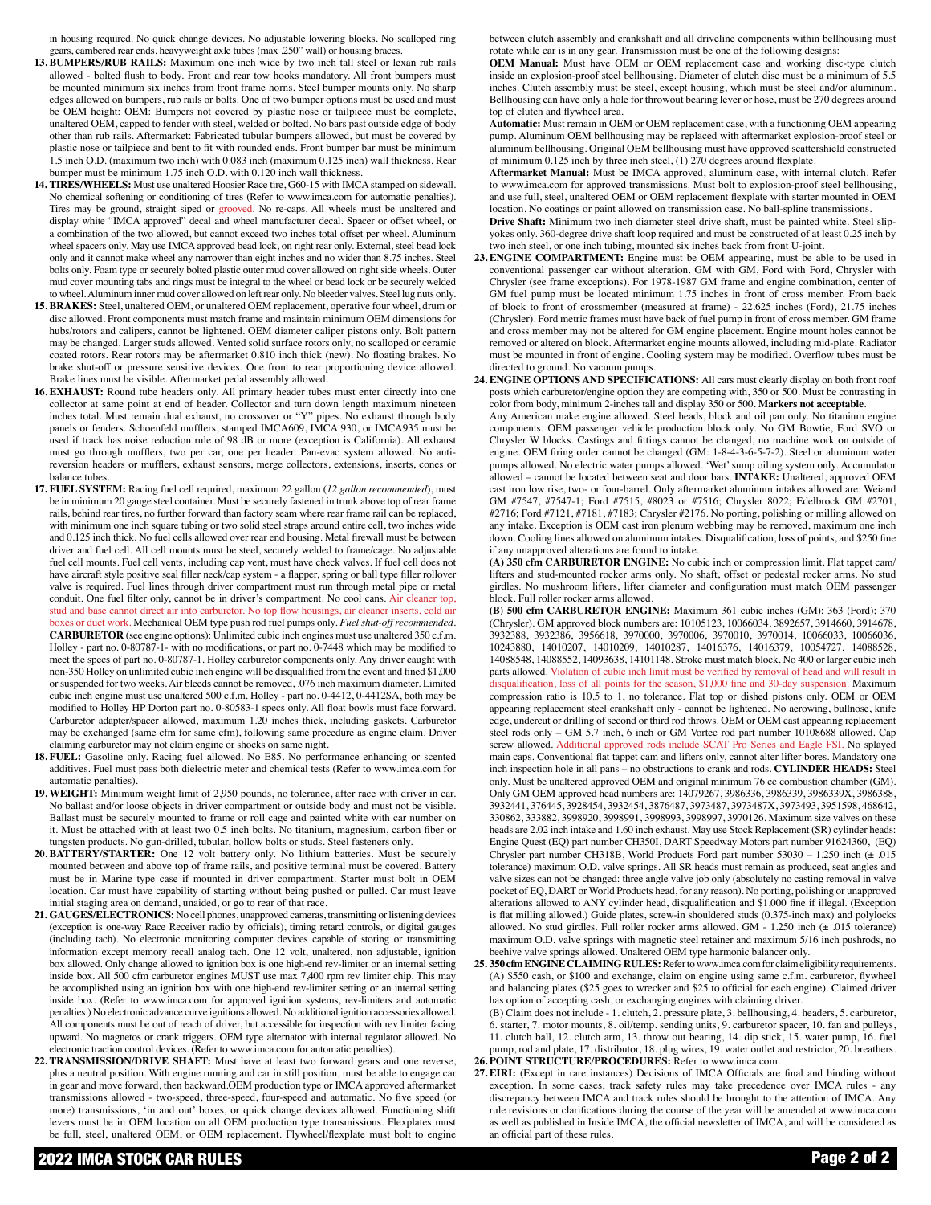in housing required. No quick change devices. No adjustable lowering blocks. No scalloped ring gears, cambered rear ends, heavyweight axle tubes (max .250" wall) or housing braces.

**13. BUMPERS/RUB RAILS:** Maximum one inch wide by two inch tall steel or lexan rub rails allowed - bolted flush to body. Front and rear tow hooks mandatory. All front bumpers must be mounted minimum six inches from front frame horns. Steel bumper mounts only. No sharp edges allowed on bumpers, rub rails or bolts. One of two bumper options must be used and must be OEM height: OEM: Bumpers not covered by plastic nose or tailpiece must be complete, unaltered OEM, capped to fender with steel, welded or bolted. No bars past outside edge of body other than rub rails. Aftermarket: Fabricated tubular bumpers allowed, but must be covered by plastic nose or tailpiece and bent to fit with rounded ends. Front bumper bar must be minimum 1.5 inch O.D. (maximum two inch) with 0.083 inch (maximum 0.125 inch) wall thickness. Rear bumper must be minimum 1.75 inch O.D. with 0.120 inch wall thickness.

**14. TIRES/WHEELS:** Must use unaltered Hoosier Race tire, G60-15 with IMCA stamped on sidewall. No chemical softening or conditioning of tires (Refer to www.imca.com for automatic penalties). Tires may be ground, straight siped or grooved. No re-caps. All wheels must be unaltered and display white "IMCA approved" decal and wheel manufacturer decal. Spacer or offset wheel, or a combination of the two allowed, but cannot exceed two inches total offset per wheel. Aluminum wheel spacers only. May use IMCA approved bead lock, on right rear only. External, steel bead lock only and it cannot make wheel any narrower than eight inches and no wider than 8.75 inches. Steel bolts only. Foam type or securely bolted plastic outer mud cover allowed on right side wheels. Outer mud cover mounting tabs and rings must be integral to the wheel or bead lock or be securely welded to wheel. Aluminum inner mud cover allowed on left rear only. No bleeder valves. Steel lug nuts only.

**15. BRAKES:** Steel, unaltered OEM, or unaltered OEM replacement, operative four wheel, drum or disc allowed. Front components must match frame and maintain minimum OEM dimensions for hubs/rotors and calipers, cannot be lightened. OEM diameter caliper pistons only. Bolt pattern may be changed. Larger studs allowed. Vented solid surface rotors only, no scalloped or ceramic coated rotors. Rear rotors may be aftermarket 0.810 inch thick (new). No floating brakes. No brake shut-off or pressure sensitive devices. One front to rear proportioning device allowed. Brake lines must be visible. Aftermarket pedal assembly allowed.

**16. EXHAUST:** Round tube headers only. All primary header tubes must enter directly into one collector at same point at end of header. Collector and turn down length maximum nineteen inches total. Must remain dual exhaust, no crossover or "Y" pipes. No exhaust through body panels or fenders. Schoenfeld mufflers, stamped IMCA609, IMCA 930, or IMCA935 must be used if track has noise reduction rule of 98 dB or more (exception is California). All exhaust must go through mufflers, two per car, one per header. Pan-evac system allowed. No anti-reversion headers or mufflers, exhaust sensors, merge collectors, extensions, inserts, cones or balance tubes.

**17. FUEL SYSTEM:** Racing fuel cell required, maximum 22 gallon (*12 gallon recommended*), must be in minimum 20 gauge steel container. Must be securely fastened in trunk above top of rear frame rails, behind rear tires, no further forward than factory seam where rear frame rail can be replaced, with minimum one inch square tubing or two solid steel straps around entire cell, two inches wide and 0.125 inch thick. No fuel cells allowed over rear end housing. Metal firewall must be between driver and fuel cell. All cell mounts must be steel, securely welded to frame/cage. No adjustable fuel cell mounts. Fuel cell vents, including cap vent, must have check valves. If fuel cell does not have aircraft style positive seal filler neck/cap system - a flapper, spring or ball type filler rollover valve is required. Fuel lines through driver compartment must run through metal pipe or metal conduit. One fuel filter only, cannot be in driver's compartment. No cool cans. Air cleaner top, stud and base cannot direct air into carburetor. No top flow housings, air cleaner inserts, cold air boxes or duct work. Mechanical OEM type push rod fuel pumps only. *Fuel shut-off recommended.*

**CARBURETOR** (see engine options): Unlimited cubic inch engines must use unaltered 350 c.f.m. Holley - part no. 0-80787-1- with no modifications, or part no. 0-7448 which may be modified to meet the specs of part no. 0-80787-1. Holley carburetor components only. Any driver caught with non-350 Holley on unlimited cubic inch engine will be disqualified from the event and fined $1,000 or suspended for two weeks. Air bleeds cannot be removed, .076 inch maximum diameter. Limited cubic inch engine must use unaltered 500 c.f.m. Holley - part no. 0-4412, 0-4412SA, both may be modified to Holley HP Dorton part no. 0-80583-1 specs only. All float bowls must face forward. Carburetor adapter/spacer allowed, maximum 1.20 inches thick, including gaskets. Carburetor may be exchanged (same cfm for same cfm), following same procedure as engine claim. Driver claiming carburetor may not claim engine or shocks on same night.

**18. FUEL:** Gasoline only. Racing fuel allowed. No E85. No performance enhancing or scented additives. Fuel must pass both dielectric meter and chemical tests (Refer to www.imca.com for automatic penalties).

**19. WEIGHT:** Minimum weight limit of 2,950 pounds, no tolerance, after race with driver in car. No ballast and/or loose objects in driver compartment or outside body and must not be visible. Ballast must be securely mounted to frame or roll cage and painted white with car number on it. Must be attached with at least two 0.5 inch bolts. No titanium, magnesium, carbon fiber or tungsten products. No gun-drilled, tubular, hollow bolts or studs. Steel fasteners only.

**20. BATTERY/STARTER:** One 12 volt battery only. No lithium batteries. Must be securely mounted between and above top of frame rails, and positive terminal must be covered. Battery must be in Marine type case if mounted in driver compartment. Starter must bolt in OEM location. Car must have capability of starting without being pushed or pulled. Car must leave initial staging area on demand, unaided, or go to rear of that race.

**21. GAUGES/ELECTRONICS:** No cell phones, unapproved cameras, transmitting or listening devices (exception is one-way Race Receiver radio by officials), timing retard controls, or digital gauges (including tach). No electronic monitoring computer devices capable of storing or transmitting information except memory recall analog tach. One 12 volt, unaltered, non adjustable, ignition box allowed. Only change allowed to ignition box is one high-end rev-limiter or an internal setting inside box. All 500 cfm carburetor engines MUST use max 7,400 rpm rev limiter chip. This may be accomplished using an ignition box with one high-end rev-limiter setting or an internal setting inside box. (Refer to www.imca.com for approved ignition systems, rev-limiters and automatic penalties.) No electronic advance curve ignitions allowed. No additional ignition accessories allowed. All components must be out of reach of driver, but accessible for inspection with rev limiter facing upward. No magnetos or crank triggers. OEM type alternator with internal regulator allowed. No electronic traction control devices. (Refer to www.imca.com for automatic penalties).

**22. TRANSMISSION/DRIVE SHAFT:** Must have at least two forward gears and one reverse, plus a neutral position. With engine running and car in still position, must be able to engage car in gear and move forward, then backward. OEM production type or IMCA approved aftermarket transmissions allowed - two-speed, three-speed, four-speed and automatic. No five speed (or more) transmissions, 'in and out' boxes, or quick change devices allowed. Functioning shift levers must be in OEM location on all OEM production type transmissions. Flexplates must be full, steel, unaltered OEM, or OEM replacement. Flywheel/flexplate must bolt to engine between clutch assembly and crankshaft and all driveline components within bellhousing must rotate while car is in any gear. Transmission must be one of the following designs:

**OEM Manual:** Must have OEM or OEM replacement case and working disc-type clutch inside an explosion-proof steel bellhousing. Diameter of clutch disc must be a minimum of 5.5 inches. Clutch assembly must be steel, except housing, which must be steel and/or aluminum. Bellhousing can have only a hole for throwout bearing lever or hose, must be 270 degrees around top of clutch and flywheel area.

**Automatic:** Must remain in OEM or OEM replacement case, with a functioning OEM appearing pump. Aluminum OEM bellhousing may be replaced with aftermarket explosion-proof steel or aluminum bellhousing. Original OEM bellhousing must have approved scattershield constructed of minimum 0.125 inch by three inch steel, (1) 270 degrees around flexplate.

**Aftermarket Manual:** Must be IMCA approved, aluminum case, with internal clutch. Refer to www.imca.com for approved transmissions. Must bolt to explosion-proof steel bellhousing, and use full, steel, unaltered OEM or OEM replacement flexplate with starter mounted in OEM location. No coatings or paint allowed on transmission case. No ball-spline transmissions.

**Drive Shaft:** Minimum two inch diameter steel drive shaft, must be painted white. Steel slip-yokes only. 360-degree drive shaft loop required and must be constructed of at least 0.25 inch by two inch steel, or one inch tubing, mounted six inches back from front U-joint.

**23. ENGINE COMPARTMENT:** Engine must be OEM appearing, must be able to be used in conventional passenger car without alteration. GM with GM, Ford with Ford, Chrysler with Chrysler (see frame exceptions). For 1978-1987 GM frame and engine combination, center of GM fuel pump must be located minimum 1.75 inches in front of cross member. From back of block to front of crossmember (measured at frame) - 22.625 inches (Ford), 21.75 inches (Chrysler). Ford metric frames must have back of fuel pump in front of cross member. GM frame and cross member may not be altered for GM engine placement. Engine mount holes cannot be removed or altered on block. Aftermarket engine mounts allowed, including mid-plate. Radiator must be mounted in front of engine. Cooling system may be modified. Overflow tubes must be directed to ground. No vacuum pumps.

**24. ENGINE OPTIONS AND SPECIFICATIONS:** All cars must clearly display on both front roof posts which carburetor/engine option they are competing with, 350 or 500. Must be contrasting in color from body, minimum 2-inches tall and display 350 or 500. **Markers not acceptable**.

Any American make engine allowed. Steel heads, block and oil pan only. No titanium engine components. OEM passenger vehicle production block only. No GM Bowtie, Ford SVO or Chrysler W blocks. Castings and fittings cannot be changed, no machine work on outside of engine. OEM firing order cannot be changed (GM: 1-8-4-3-6-5-7-2). Steel or aluminum water pumps allowed. No electric water pumps allowed. 'Wet' sump oiling system only. Accumulator allowed – cannot be located between seat and door bars. **INTAKE:** Unaltered, approved OEM cast iron low rise, two- or four-barrel. Only aftermarket aluminum intakes allowed are: Weiand GM #7547, #7547-1; Ford #7515, #8023 or #7516; Chrysler 8022; Edelbrock GM #2701, #2716; Ford #7121, #7181, #7183; Chrysler #2176. No porting, polishing or milling allowed on any intake. Exception is OEM cast iron plenum webbing may be removed, maximum one inch down. Cooling lines allowed on aluminum intakes. Disqualification, loss of points, and $250 fine if any unapproved alterations are found to intake.

**(A) 350 cfm CARBURETOR ENGINE:** No cubic inch or compression limit. Flat tappet cam/lifters and stud-mounted rocker arms only. No shaft, offset or pedestal rocker arms. No stud girdles. No mushroom lifters, lifter diameter and configuration must match OEM passenger block. Full roller rocker arms allowed.

**(B) 500 cfm CARBURETOR ENGINE:** Maximum 361 cubic inches (GM); 363 (Ford); 370 (Chrysler). GM approved block numbers are: 10105123, 10066034, 3892657, 3914660, 3914678, 3932388, 3932386, 3956618, 3970000, 3970006, 3970010, 3970014, 10066033, 10066036, 10243880, 14010207, 14010209, 14010287, 14016376, 14016379, 10054727, 14088528, 14088548, 14088552, 14093638, 14101148. Stroke must match block. No 400 or larger cubic inch parts allowed. Violation of cubic inch limit must be verified by removal of head and will result in disqualification, loss of all points for the season, $1,000 fine and 30-day suspension. Maximum compression ratio is 10.5 to 1, no tolerance. Flat top or dished pistons only. OEM or OEM appearing replacement steel crankshaft only - cannot be lightened. No aerowing, bullnose, knife edge, undercut or drilling of second or third rod throws. OEM or OEM cast appearing replacement steel rods only – GM 5.7 inch, 6 inch or GM Vortec rod part number 10108688 allowed. Cap screw allowed. Additional approved rods include SCAT Pro Series and Eagle FSI. No splayed main caps. Conventional flat tappet cam and lifters only, cannot alter lifter bores. Mandatory one inch inspection hole in all pans – no obstructions to crank and rods. **CYLINDER HEADS:** Steel only. Must be unaltered approved OEM and original minimum 76 cc combustion chamber (GM). Only GM OEM approved head numbers are: 14079267, 3986336, 3986339, 3986339X, 3986388, 3932441, 376445, 3928454, 3932454, 3876487, 3973487, 3973487X, 3973493, 3951598, 468642, 330862, 333882, 3998920, 3998991, 3998993, 3998997, 3970126. Maximum size valves on these heads are 2.02 inch intake and 1.60 inch exhaust. May use Stock Replacement (SR) cylinder heads: Engine Quest (EQ) part number CH350I, DART Speedway Motors part number 91624360, (EQ) Chrysler part number CH318B, World Products Ford part number 53030 – 1.250 inch (± .015 tolerance) maximum O.D. valve springs. All SR heads must remain as produced, seat angles and valve sizes can not be changed: three angle valve job only (absolutely no casting removal in valve pocket of EQ, DART or World Products head, for any reason). No porting, polishing or unapproved alterations allowed to ANY cylinder head, disqualification and $1,000 fine if illegal. (Exception is flat milling allowed.) Guide plates, screw-in shouldered studs (0.375-inch max) and polylocks allowed. No stud girdles. Full roller rocker arms allowed. GM - 1.250 inch (± .015 tolerance) maximum O.D. valve springs with magnetic steel retainer and maximum 5/16 inch pushrods, no beehive valve springs allowed. Unaltered OEM type harmonic balancer only.

**25. 350 cfm ENGINE CLAIMING RULES:** Refer to www.imca.com for claim eligibility requirements. (A) $550 cash, or $100 and exchange, claim on engine using same c.f.m. carburetor, flywheel and balancing plates ($25 goes to wrecker and $25 to official for each engine). Claimed driver has option of accepting cash, or exchanging engines with claiming driver.

(B) Claim does not include - 1. clutch, 2. pressure plate, 3. bellhousing, 4. headers, 5. carburetor, 6. starter, 7. motor mounts, 8. oil/temp. sending units, 9. carburetor spacer, 10. fan and pulleys, 11. clutch ball, 12. clutch arm, 13. throw out bearing, 14. dip stick, 15. water pump, 16. fuel pump, rod and plate, 17. distributor, 18. plug wires, 19. water outlet and restrictor, 20. breathers.

**26. POINT STRUCTURE/PROCEDURES:** Refer to www.imca.com.

**27. EIRI:** (Except in rare instances) Decisions of IMCA Officials are final and binding without exception. In some cases, track safety rules may take precedence over IMCA rules - any discrepancy between IMCA and track rules should be brought to the attention of IMCA. Any rule revisions or clarifications during the course of the year will be amended at www.imca.com as well as published in Inside IMCA, the official newsletter of IMCA, and will be considered as an official part of these rules.